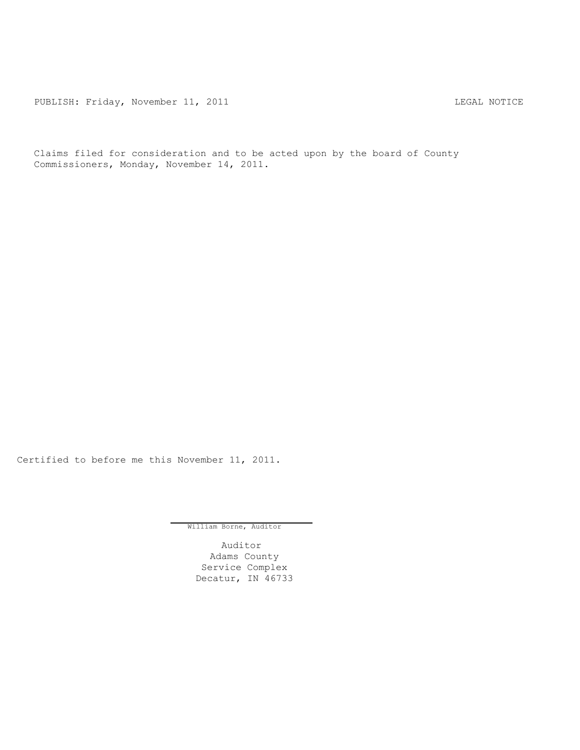PUBLISH: Friday, November 11, 2011 LEGAL NOTICE

Claims filed for consideration and to be acted upon by the board of County Commissioners, Monday, November 14, 2011.

Certified to before me this November 11, 2011.

William Borne, Auditor

Auditor
Adams County
Service Complex
Decatur, IN 46733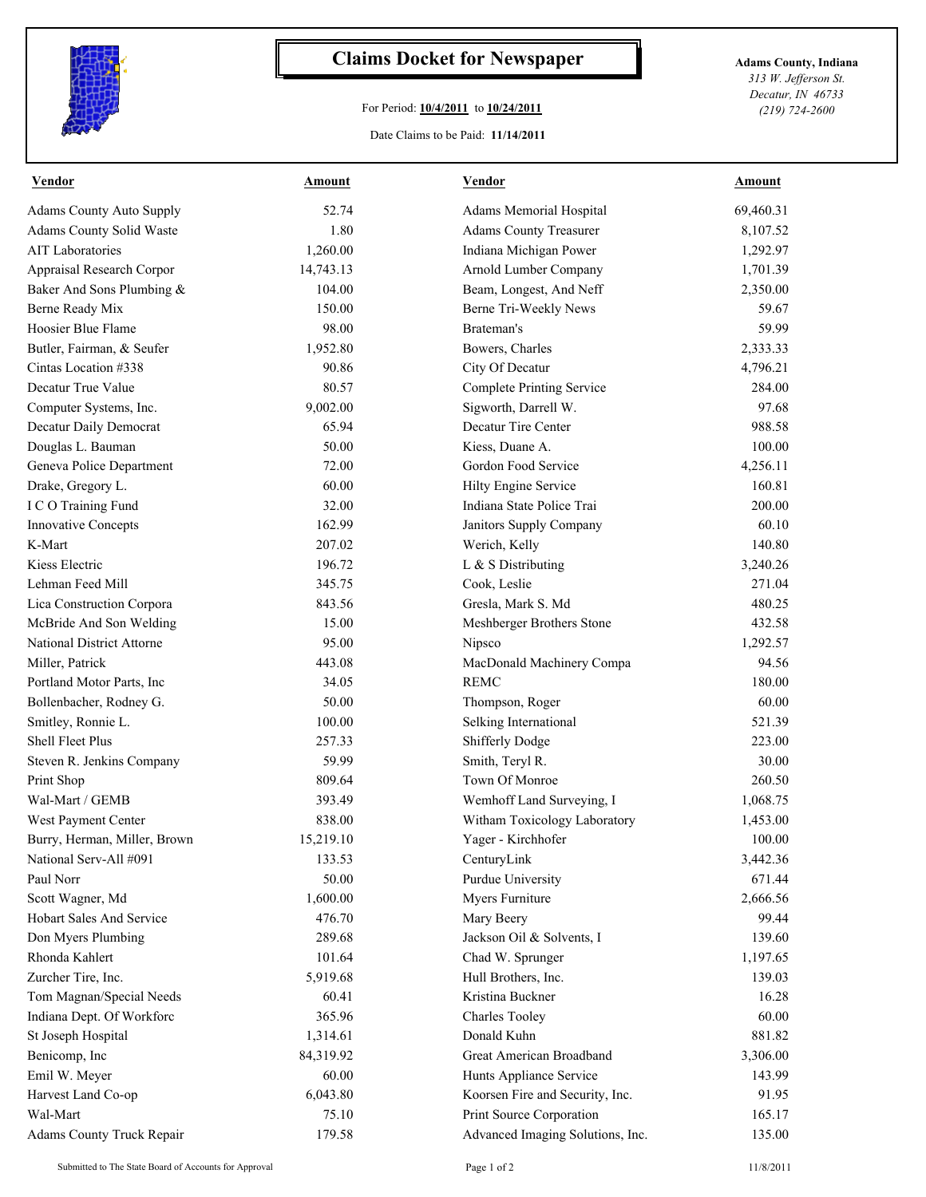# Claims Docket for Newspaper

For Period: **10/4/2011** to **10/24/2011**

Date Claims to be Paid: **11/14/2011**

**Adams County, Indiana**
*313 W. Jefferson St.*
*Decatur, IN 46733*
*(219) 724-2600*

| Vendor | Amount | Vendor | Amount |
|---|---|---|---|
| Adams County Auto Supply | 52.74 | Adams Memorial Hospital | 69,460.31 |
| Adams County Solid Waste | 1.80 | Adams County Treasurer | 8,107.52 |
| AIT Laboratories | 1,260.00 | Indiana Michigan Power | 1,292.97 |
| Appraisal Research Corpor | 14,743.13 | Arnold Lumber Company | 1,701.39 |
| Baker And Sons Plumbing & | 104.00 | Beam, Longest, And Neff | 2,350.00 |
| Berne Ready Mix | 150.00 | Berne Tri-Weekly News | 59.67 |
| Hoosier Blue Flame | 98.00 | Brateman's | 59.99 |
| Butler, Fairman, & Seufer | 1,952.80 | Bowers, Charles | 2,333.33 |
| Cintas Location #338 | 90.86 | City Of Decatur | 4,796.21 |
| Decatur True Value | 80.57 | Complete Printing Service | 284.00 |
| Computer Systems, Inc. | 9,002.00 | Sigworth, Darrell W. | 97.68 |
| Decatur Daily Democrat | 65.94 | Decatur Tire Center | 988.58 |
| Douglas L. Bauman | 50.00 | Kiess, Duane A. | 100.00 |
| Geneva Police Department | 72.00 | Gordon Food Service | 4,256.11 |
| Drake, Gregory L. | 60.00 | Hilty Engine Service | 160.81 |
| I C O Training Fund | 32.00 | Indiana State Police Trai | 200.00 |
| Innovative Concepts | 162.99 | Janitors Supply Company | 60.10 |
| K-Mart | 207.02 | Werich, Kelly | 140.80 |
| Kiess Electric | 196.72 | L & S Distributing | 3,240.26 |
| Lehman Feed Mill | 345.75 | Cook, Leslie | 271.04 |
| Lica Construction Corpora | 843.56 | Gresla, Mark S. Md | 480.25 |
| McBride And Son Welding | 15.00 | Meshberger Brothers Stone | 432.58 |
| National District Attorne | 95.00 | Nipsco | 1,292.57 |
| Miller, Patrick | 443.08 | MacDonald Machinery Compa | 94.56 |
| Portland Motor Parts, Inc | 34.05 | REMC | 180.00 |
| Bollenbacher, Rodney G. | 50.00 | Thompson, Roger | 60.00 |
| Smitley, Ronnie L. | 100.00 | Selking International | 521.39 |
| Shell Fleet Plus | 257.33 | Shifferly Dodge | 223.00 |
| Steven R. Jenkins Company | 59.99 | Smith, Teryl R. | 30.00 |
| Print Shop | 809.64 | Town Of Monroe | 260.50 |
| Wal-Mart / GEMB | 393.49 | Wemhoff Land Surveying, I | 1,068.75 |
| West Payment Center | 838.00 | Witham Toxicology Laboratory | 1,453.00 |
| Burry, Herman, Miller, Brown | 15,219.10 | Yager - Kirchhofer | 100.00 |
| National Serv-All #091 | 133.53 | CenturyLink | 3,442.36 |
| Paul Norr | 50.00 | Purdue University | 671.44 |
| Scott Wagner, Md | 1,600.00 | Myers Furniture | 2,666.56 |
| Hobart Sales And Service | 476.70 | Mary Beery | 99.44 |
| Don Myers Plumbing | 289.68 | Jackson Oil & Solvents, I | 139.60 |
| Rhonda Kahlert | 101.64 | Chad W. Sprunger | 1,197.65 |
| Zurcher Tire, Inc. | 5,919.68 | Hull Brothers, Inc. | 139.03 |
| Tom Magnan/Special Needs | 60.41 | Kristina Buckner | 16.28 |
| Indiana Dept. Of Workforc | 365.96 | Charles Tooley | 60.00 |
| St Joseph Hospital | 1,314.61 | Donald Kuhn | 881.82 |
| Benicomp, Inc | 84,319.92 | Great American Broadband | 3,306.00 |
| Emil W. Meyer | 60.00 | Hunts Appliance Service | 143.99 |
| Harvest Land Co-op | 6,043.80 | Koorsen Fire and Security, Inc. | 91.95 |
| Wal-Mart | 75.10 | Print Source Corporation | 165.17 |
| Adams County Truck Repair | 179.58 | Advanced Imaging Solutions, Inc. | 135.00 |

Submitted to The State Board of Accounts for Approval

11/8/2011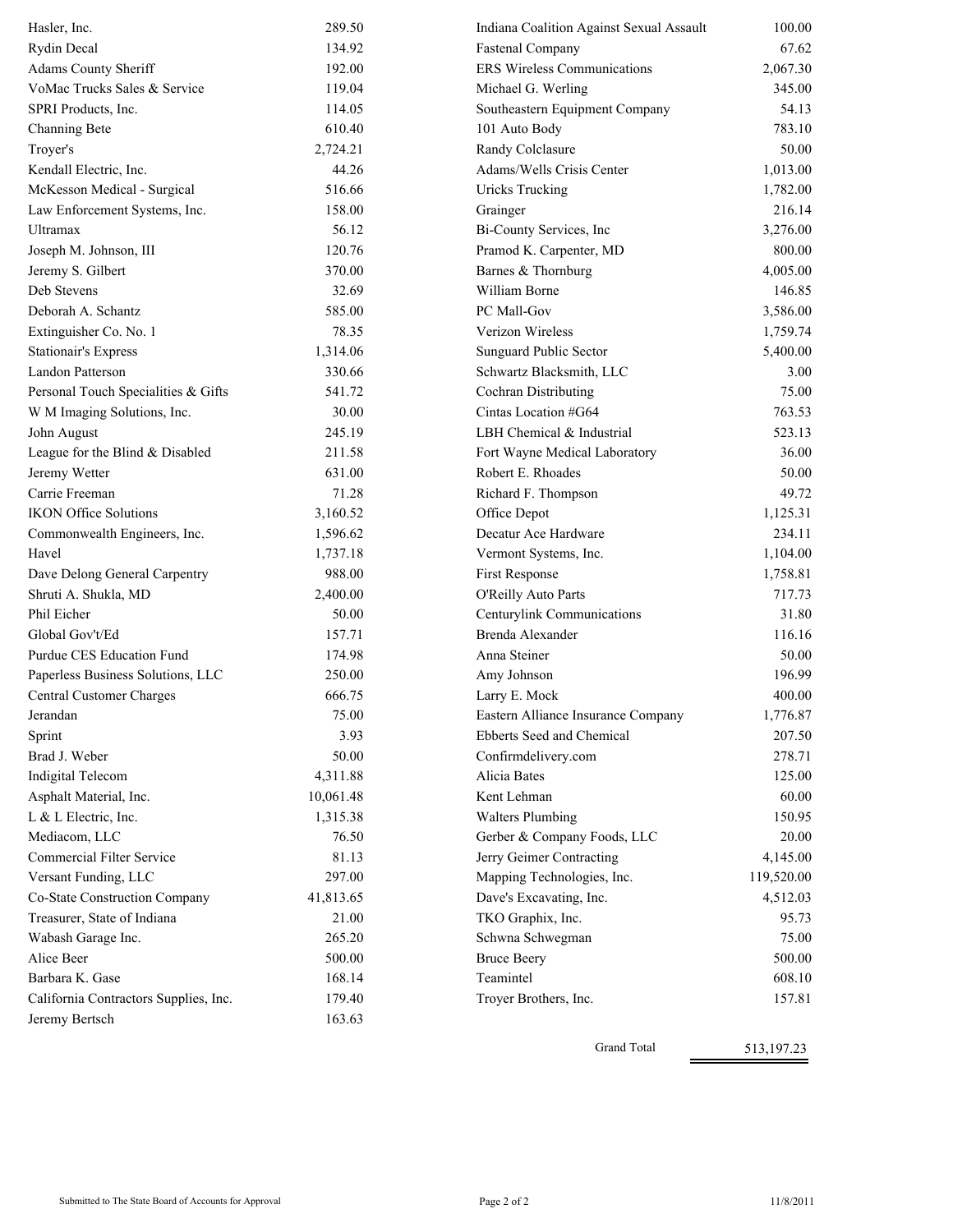| | | | |
|---|---|---|---|
| Hasler, Inc. | 289.50 | Indiana Coalition Against Sexual Assault | 100.00 |
| Rydin Decal | 134.92 | Fastenal Company | 67.62 |
| Adams County Sheriff | 192.00 | ERS Wireless Communications | 2,067.30 |
| VoMac Trucks Sales & Service | 119.04 | Michael G. Werling | 345.00 |
| SPRI Products, Inc. | 114.05 | Southeastern Equipment Company | 54.13 |
| Channing Bete | 610.40 | 101 Auto Body | 783.10 |
| Troyer's | 2,724.21 | Randy Colclasure | 50.00 |
| Kendall Electric, Inc. | 44.26 | Adams/Wells Crisis Center | 1,013.00 |
| McKesson Medical - Surgical | 516.66 | Uricks Trucking | 1,782.00 |
| Law Enforcement Systems, Inc. | 158.00 | Grainger | 216.14 |
| Ultramax | 56.12 | Bi-County Services, Inc | 3,276.00 |
| Joseph M. Johnson, III | 120.76 | Pramod K. Carpenter, MD | 800.00 |
| Jeremy S. Gilbert | 370.00 | Barnes & Thornburg | 4,005.00 |
| Deb Stevens | 32.69 | William Borne | 146.85 |
| Deborah A. Schantz | 585.00 | PC Mall-Gov | 3,586.00 |
| Extinguisher Co. No. 1 | 78.35 | Verizon Wireless | 1,759.74 |
| Stationair's Express | 1,314.06 | Sunguard Public Sector | 5,400.00 |
| Landon Patterson | 330.66 | Schwartz Blacksmith, LLC | 3.00 |
| Personal Touch Specialities & Gifts | 541.72 | Cochran Distributing | 75.00 |
| W M Imaging Solutions, Inc. | 30.00 | Cintas Location #G64 | 763.53 |
| John August | 245.19 | LBH Chemical & Industrial | 523.13 |
| League for the Blind & Disabled | 211.58 | Fort Wayne Medical Laboratory | 36.00 |
| Jeremy Wetter | 631.00 | Robert E. Rhoades | 50.00 |
| Carrie Freeman | 71.28 | Richard F. Thompson | 49.72 |
| IKON Office Solutions | 3,160.52 | Office Depot | 1,125.31 |
| Commonwealth Engineers, Inc. | 1,596.62 | Decatur Ace Hardware | 234.11 |
| Havel | 1,737.18 | Vermont Systems, Inc. | 1,104.00 |
| Dave Delong General Carpentry | 988.00 | First Response | 1,758.81 |
| Shruti A. Shukla, MD | 2,400.00 | O'Reilly Auto Parts | 717.73 |
| Phil Eicher | 50.00 | Centurylink Communications | 31.80 |
| Global Gov't/Ed | 157.71 | Brenda Alexander | 116.16 |
| Purdue CES Education Fund | 174.98 | Anna Steiner | 50.00 |
| Paperless Business Solutions, LLC | 250.00 | Amy Johnson | 196.99 |
| Central Customer Charges | 666.75 | Larry E. Mock | 400.00 |
| Jerandan | 75.00 | Eastern Alliance Insurance Company | 1,776.87 |
| Sprint | 3.93 | Ebberts Seed and Chemical | 207.50 |
| Brad J. Weber | 50.00 | Confirmdelivery.com | 278.71 |
| Indigital Telecom | 4,311.88 | Alicia Bates | 125.00 |
| Asphalt Material, Inc. | 10,061.48 | Kent Lehman | 60.00 |
| L & L Electric, Inc. | 1,315.38 | Walters Plumbing | 150.95 |
| Mediacom, LLC | 76.50 | Gerber & Company Foods, LLC | 20.00 |
| Commercial Filter Service | 81.13 | Jerry Geimer Contracting | 4,145.00 |
| Versant Funding, LLC | 297.00 | Mapping Technologies, Inc. | 119,520.00 |
| Co-State Construction Company | 41,813.65 | Dave's Excavating, Inc. | 4,512.03 |
| Treasurer, State of Indiana | 21.00 | TKO Graphix, Inc. | 95.73 |
| Wabash Garage Inc. | 265.20 | Schwna Schwegman | 75.00 |
| Alice Beer | 500.00 | Bruce Beery | 500.00 |
| Barbara K. Gase | 168.14 | Teamintel | 608.10 |
| California Contractors Supplies, Inc. | 179.40 | Troyer Brothers, Inc. | 157.81 |
| Jeremy Bertsch | 163.63 | | |
| | | Grand Total | 513,197.23 |

Submitted to The State Board of Accounts for Approval

11/8/2011